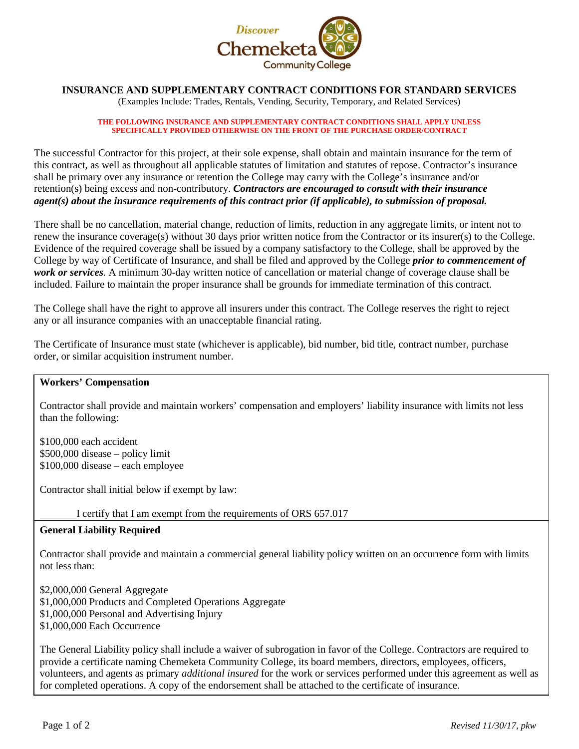Discover Chemeketa Community College

# INSURANCE AND SUPPLEMENTARY CONTRACT CONDITIONS FOR STANDARD SERVICES

(Examples Include: Trades, Rentals, Vending, Security, Temporary, and Related Services)

**THE FOLLOWING INSURANCE AND SUPPLEMENTARY CONTRACT CONDITIONS SHALL APPLY UNLESS SPECIFICALLY PROVIDED OTHERWISE ON THE FRONT OF THE PURCHASE ORDER/CONTRACT**

The successful Contractor for this project, at their sole expense, shall obtain and maintain insurance for the term of this contract, as well as throughout all applicable statutes of limitation and statutes of repose. Contractor's insurance shall be primary over any insurance or retention the College may carry with the College's insurance and/or retention(s) being excess and non-contributory. ***Contractors are encouraged to consult with their insurance agent(s) about the insurance requirements of this contract prior (if applicable), to submission of proposal.***

There shall be no cancellation, material change, reduction of limits, reduction in any aggregate limits, or intent not to renew the insurance coverage(s) without 30 days prior written notice from the Contractor or its insurer(s) to the College. Evidence of the required coverage shall be issued by a company satisfactory to the College, shall be approved by the College by way of Certificate of Insurance, and shall be filed and approved by the College ***prior to commencement of work or services.*** A minimum 30-day written notice of cancellation or material change of coverage clause shall be included. Failure to maintain the proper insurance shall be grounds for immediate termination of this contract.

The College shall have the right to approve all insurers under this contract. The College reserves the right to reject any or all insurance companies with an unacceptable financial rating.

The Certificate of Insurance must state (whichever is applicable), bid number, bid title, contract number, purchase order, or similar acquisition instrument number.

**Workers' Compensation**

Contractor shall provide and maintain workers' compensation and employers' liability insurance with limits not less than the following:

$100,000 each accident
$500,000 disease – policy limit
$100,000 disease – each employee

Contractor shall initial below if exempt by law:

_______I certify that I am exempt from the requirements of ORS 657.017

**General Liability Required**

Contractor shall provide and maintain a commercial general liability policy written on an occurrence form with limits not less than:

$2,000,000 General Aggregate
$1,000,000 Products and Completed Operations Aggregate
$1,000,000 Personal and Advertising Injury
$1,000,000 Each Occurrence

The General Liability policy shall include a waiver of subrogation in favor of the College. Contractors are required to provide a certificate naming Chemeketa Community College, its board members, directors, employees, officers, volunteers, and agents as primary *additional insured* for the work or services performed under this agreement as well as for completed operations. A copy of the endorsement shall be attached to the certificate of insurance.

*Revised 11/30/17, pkw*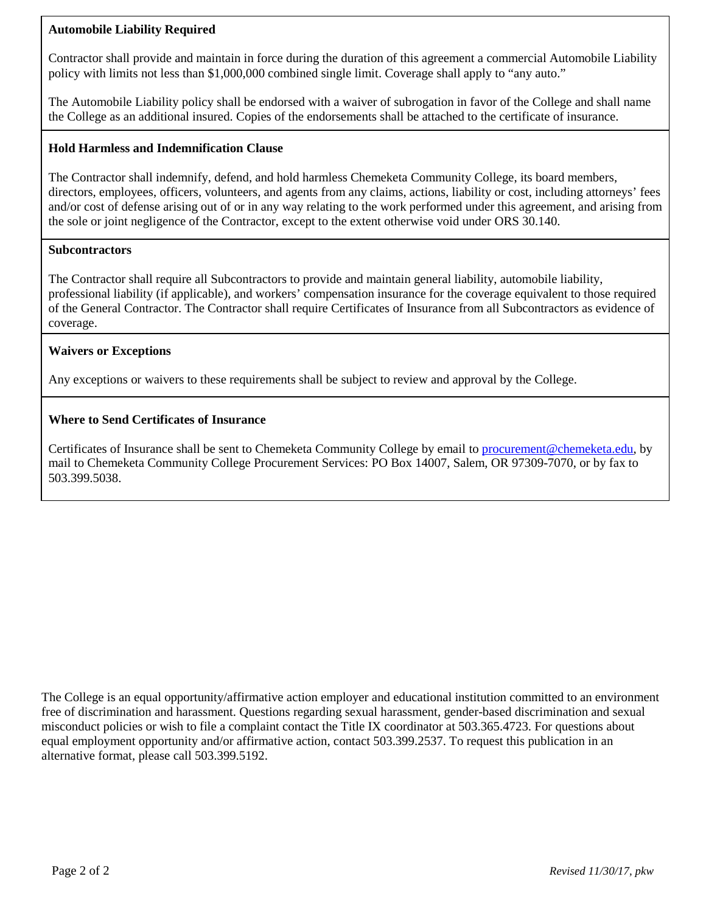**Automobile Liability Required**

Contractor shall provide and maintain in force during the duration of this agreement a commercial Automobile Liability policy with limits not less than $1,000,000 combined single limit. Coverage shall apply to "any auto."

The Automobile Liability policy shall be endorsed with a waiver of subrogation in favor of the College and shall name the College as an additional insured. Copies of the endorsements shall be attached to the certificate of insurance.

**Hold Harmless and Indemnification Clause**

The Contractor shall indemnify, defend, and hold harmless Chemeketa Community College, its board members, directors, employees, officers, volunteers, and agents from any claims, actions, liability or cost, including attorneys' fees and/or cost of defense arising out of or in any way relating to the work performed under this agreement, and arising from the sole or joint negligence of the Contractor, except to the extent otherwise void under ORS 30.140.

**Subcontractors**

The Contractor shall require all Subcontractors to provide and maintain general liability, automobile liability, professional liability (if applicable), and workers' compensation insurance for the coverage equivalent to those required of the General Contractor. The Contractor shall require Certificates of Insurance from all Subcontractors as evidence of coverage.

**Waivers or Exceptions**

Any exceptions or waivers to these requirements shall be subject to review and approval by the College.

**Where to Send Certificates of Insurance**

Certificates of Insurance shall be sent to Chemeketa Community College by email to procurement@chemeketa.edu, by mail to Chemeketa Community College Procurement Services: PO Box 14007, Salem, OR 97309-7070, or by fax to 503.399.5038.

The College is an equal opportunity/affirmative action employer and educational institution committed to an environment free of discrimination and harassment. Questions regarding sexual harassment, gender-based discrimination and sexual misconduct policies or wish to file a complaint contact the Title IX coordinator at 503.365.4723. For questions about equal employment opportunity and/or affirmative action, contact 503.399.2537. To request this publication in an alternative format, please call 503.399.5192.

*Revised 11/30/17, pkw*